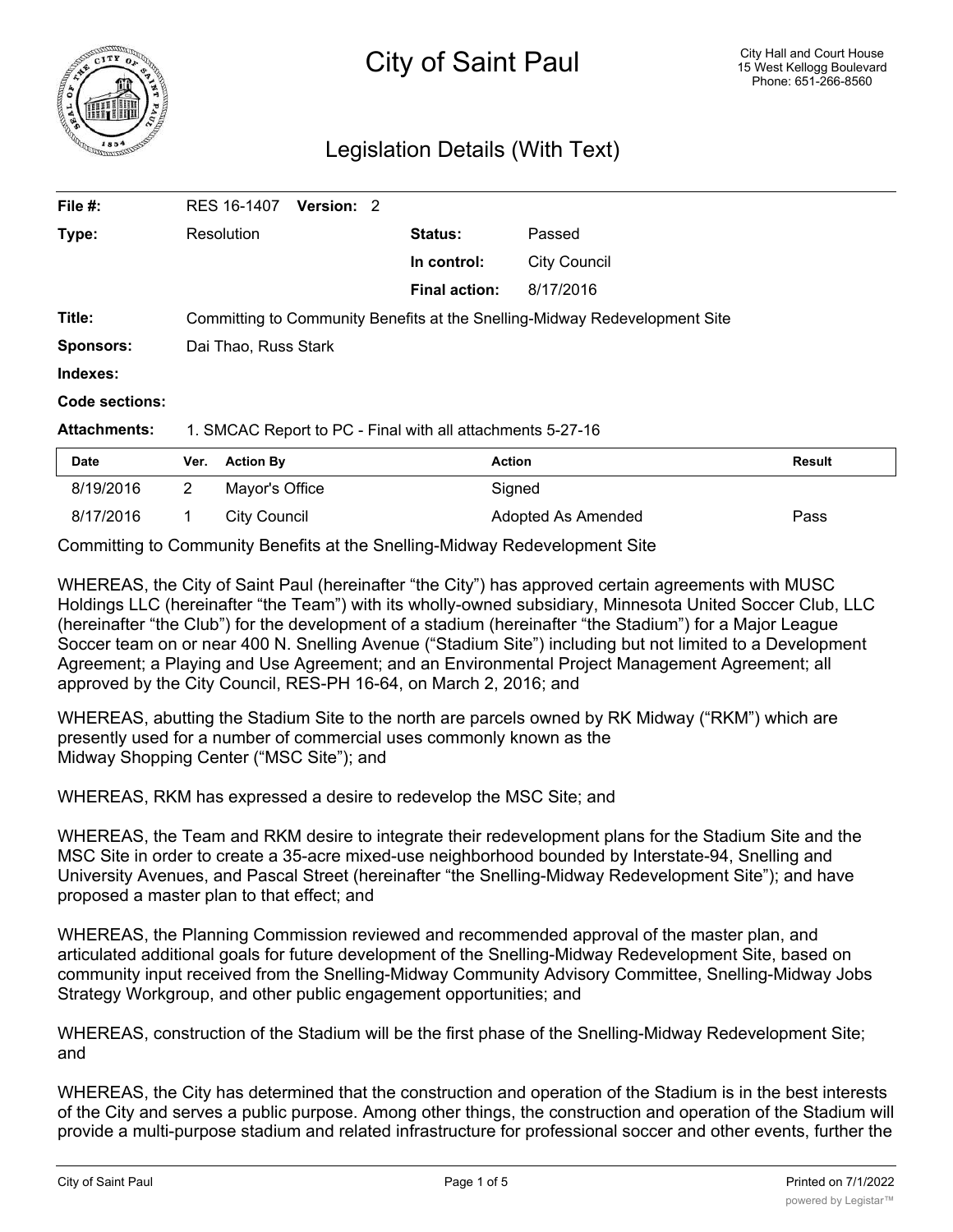# City of Saint Paul

City Hall and Court House
15 West Kellogg Boulevard
Phone: 651-266-8560

## Legislation Details (With Text)

| | | | |
|---|---|---|---|
| **File #:** | RES 16-1407 **Version:** 2 | | |
| **Type:** | Resolution | **Status:** | Passed |
| | | **In control:** | City Council |
| | | **Final action:** | 8/17/2016 |
| **Title:** | Committing to Community Benefits at the Snelling-Midway Redevelopment Site | | |
| **Sponsors:** | Dai Thao, Russ Stark | | |
| **Indexes:** | | | |
| **Code sections:** | | | |
| **Attachments:** | 1. SMCAC Report to PC - Final with all attachments 5-27-16 | | |

| Date | Ver. | Action By | Action | Result |
|---|---|---|---|---|
| 8/19/2016 | 2 | Mayor's Office | Signed | |
| 8/17/2016 | 1 | City Council | Adopted As Amended | Pass |

Committing to Community Benefits at the Snelling-Midway Redevelopment Site

WHEREAS, the City of Saint Paul (hereinafter "the City") has approved certain agreements with MUSC Holdings LLC (hereinafter "the Team") with its wholly-owned subsidiary, Minnesota United Soccer Club, LLC (hereinafter "the Club") for the development of a stadium (hereinafter "the Stadium") for a Major League Soccer team on or near 400 N. Snelling Avenue ("Stadium Site") including but not limited to a Development Agreement; a Playing and Use Agreement; and an Environmental Project Management Agreement; all approved by the City Council, RES-PH 16-64, on March 2, 2016; and

WHEREAS, abutting the Stadium Site to the north are parcels owned by RK Midway ("RKM") which are presently used for a number of commercial uses commonly known as the Midway Shopping Center ("MSC Site"); and

WHEREAS, RKM has expressed a desire to redevelop the MSC Site; and

WHEREAS, the Team and RKM desire to integrate their redevelopment plans for the Stadium Site and the MSC Site in order to create a 35-acre mixed-use neighborhood bounded by Interstate-94, Snelling and University Avenues, and Pascal Street (hereinafter "the Snelling-Midway Redevelopment Site"); and have proposed a master plan to that effect; and

WHEREAS, the Planning Commission reviewed and recommended approval of the master plan, and articulated additional goals for future development of the Snelling-Midway Redevelopment Site, based on community input received from the Snelling-Midway Community Advisory Committee, Snelling-Midway Jobs Strategy Workgroup, and other public engagement opportunities; and

WHEREAS, construction of the Stadium will be the first phase of the Snelling-Midway Redevelopment Site; and

WHEREAS, the City has determined that the construction and operation of the Stadium is in the best interests of the City and serves a public purpose. Among other things, the construction and operation of the Stadium will provide a multi-purpose stadium and related infrastructure for professional soccer and other events, further the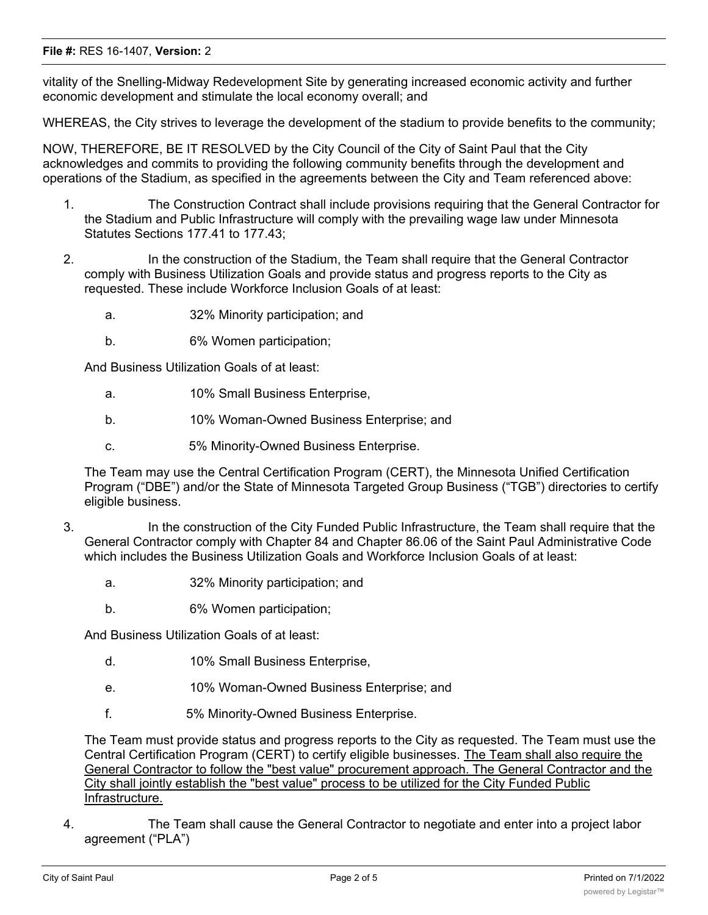vitality of the Snelling-Midway Redevelopment Site by generating increased economic activity and further economic development and stimulate the local economy overall; and

WHEREAS, the City strives to leverage the development of the stadium to provide benefits to the community;

NOW, THEREFORE, BE IT RESOLVED by the City Council of the City of Saint Paul that the City acknowledges and commits to providing the following community benefits through the development and operations of the Stadium, as specified in the agreements between the City and Team referenced above:

1. The Construction Contract shall include provisions requiring that the General Contractor for the Stadium and Public Infrastructure will comply with the prevailing wage law under Minnesota Statutes Sections 177.41 to 177.43;

2. In the construction of the Stadium, the Team shall require that the General Contractor comply with Business Utilization Goals and provide status and progress reports to the City as requested. These include Workforce Inclusion Goals of at least:

   a. 32% Minority participation; and

   b. 6% Women participation;

   And Business Utilization Goals of at least:

   a. 10% Small Business Enterprise,

   b. 10% Woman-Owned Business Enterprise; and

   c. 5% Minority-Owned Business Enterprise.

   The Team may use the Central Certification Program (CERT), the Minnesota Unified Certification Program ("DBE") and/or the State of Minnesota Targeted Group Business ("TGB") directories to certify eligible business.

3. In the construction of the City Funded Public Infrastructure, the Team shall require that the General Contractor comply with Chapter 84 and Chapter 86.06 of the Saint Paul Administrative Code which includes the Business Utilization Goals and Workforce Inclusion Goals of at least:

   a. 32% Minority participation; and

   b. 6% Women participation;

   And Business Utilization Goals of at least:

   d. 10% Small Business Enterprise,

   e. 10% Woman-Owned Business Enterprise; and

   f. 5% Minority-Owned Business Enterprise.

   The Team must provide status and progress reports to the City as requested. The Team must use the Central Certification Program (CERT) to certify eligible businesses. <u>The Team shall also require the General Contractor to follow the "best value" procurement approach. The General Contractor and the City shall jointly establish the "best value" process to be utilized for the City Funded Public Infrastructure.</u>

4. The Team shall cause the General Contractor to negotiate and enter into a project labor agreement ("PLA")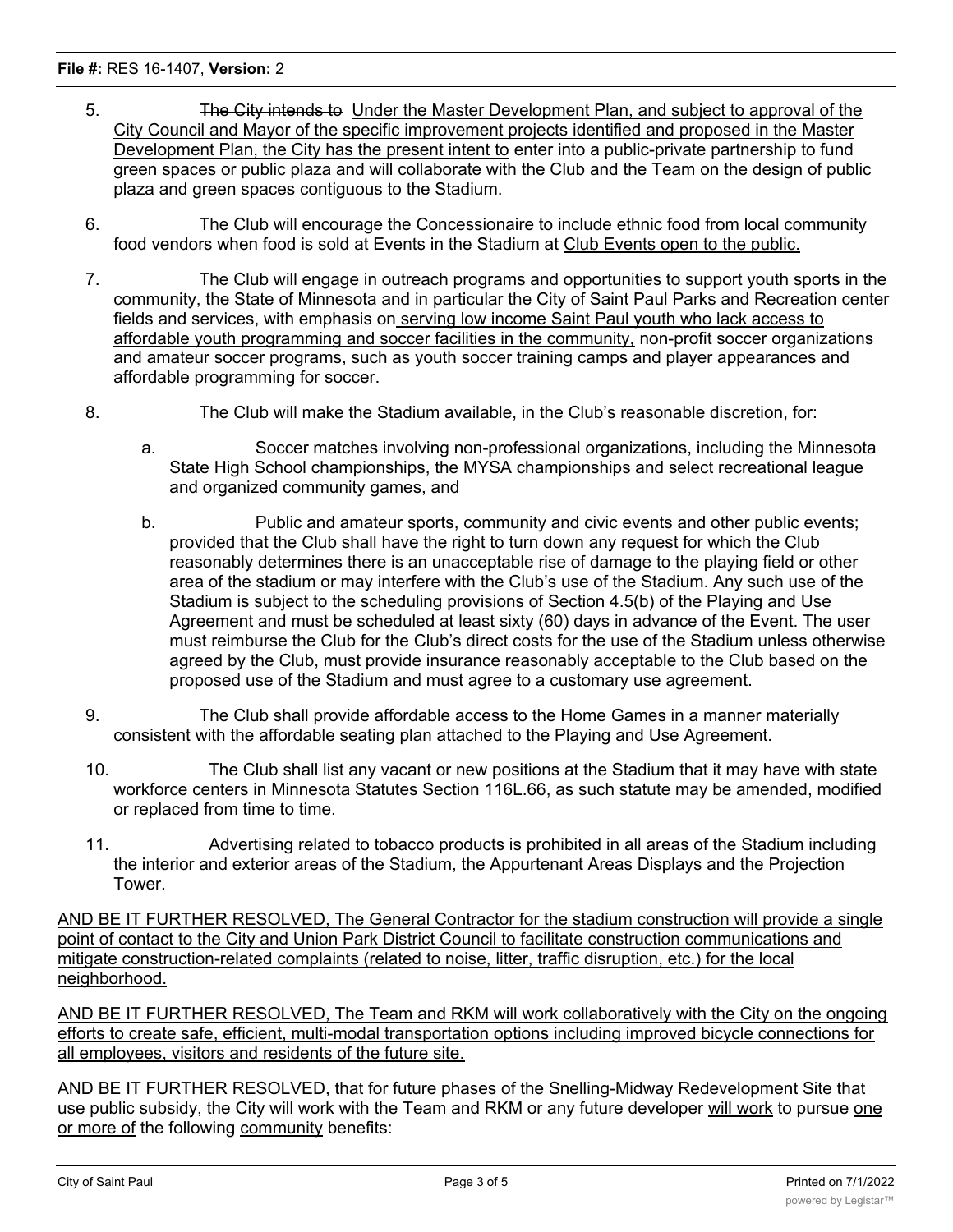5. ~~The City intends to~~ <u>Under the Master Development Plan, and subject to approval of the City Council and Mayor of the specific improvement projects identified and proposed in the Master Development Plan, the City has the present intent to</u> enter into a public-private partnership to fund green spaces or public plaza and will collaborate with the Club and the Team on the design of public plaza and green spaces contiguous to the Stadium.

6. The Club will encourage the Concessionaire to include ethnic food from local community food vendors when food is sold ~~at Events~~ in the Stadium at <u>Club Events open to the public.</u>

7. The Club will engage in outreach programs and opportunities to support youth sports in the community, the State of Minnesota and in particular the City of Saint Paul Parks and Recreation center fields and services, with emphasis on <u>serving low income Saint Paul youth who lack access to affordable youth programming and soccer facilities in the community,</u> non-profit soccer organizations and amateur soccer programs, such as youth soccer training camps and player appearances and affordable programming for soccer.

8. The Club will make the Stadium available, in the Club's reasonable discretion, for:

   a. Soccer matches involving non-professional organizations, including the Minnesota State High School championships, the MYSA championships and select recreational league and organized community games, and

   b. Public and amateur sports, community and civic events and other public events; provided that the Club shall have the right to turn down any request for which the Club reasonably determines there is an unacceptable rise of damage to the playing field or other area of the stadium or may interfere with the Club's use of the Stadium. Any such use of the Stadium is subject to the scheduling provisions of Section 4.5(b) of the Playing and Use Agreement and must be scheduled at least sixty (60) days in advance of the Event. The user must reimburse the Club for the Club's direct costs for the use of the Stadium unless otherwise agreed by the Club, must provide insurance reasonably acceptable to the Club based on the proposed use of the Stadium and must agree to a customary use agreement.

9. The Club shall provide affordable access to the Home Games in a manner materially consistent with the affordable seating plan attached to the Playing and Use Agreement.

10. The Club shall list any vacant or new positions at the Stadium that it may have with state workforce centers in Minnesota Statutes Section 116L.66, as such statute may be amended, modified or replaced from time to time.

11. Advertising related to tobacco products is prohibited in all areas of the Stadium including the interior and exterior areas of the Stadium, the Appurtenant Areas Displays and the Projection Tower.

<u>AND BE IT FURTHER RESOLVED, The General Contractor for the stadium construction will provide a single point of contact to the City and Union Park District Council to facilitate construction communications and mitigate construction-related complaints (related to noise, litter, traffic disruption, etc.) for the local neighborhood.</u>

<u>AND BE IT FURTHER RESOLVED, The Team and RKM will work collaboratively with the City on the ongoing efforts to create safe, efficient, multi-modal transportation options including improved bicycle connections for all employees, visitors and residents of the future site.</u>

AND BE IT FURTHER RESOLVED, that for future phases of the Snelling-Midway Redevelopment Site that use public subsidy, ~~the City will work with~~ the Team and RKM or any future developer <u>will work</u> to pursue <u>one or more of</u> the following <u>community</u> benefits: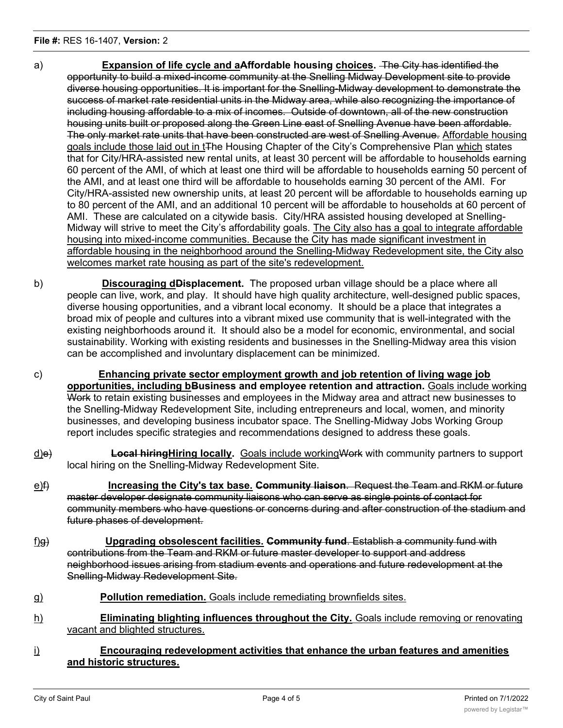a) **Expansion of life cycle and a~~A~~ffordable housing choices.** ~~The City has identified the opportunity to build a mixed-income community at the Snelling Midway Development site to provide diverse housing opportunities. It is important for the Snelling-Midway development to demonstrate the success of market rate residential units in the Midway area, while also recognizing the importance of including housing affordable to a mix of incomes. Outside of downtown, all of the new construction housing units built or proposed along the Green Line east of Snelling Avenue have been affordable. The only market rate units that have been constructed are west of Snelling Avenue.~~ Affordable housing goals include those laid out in t~~T~~he Housing Chapter of the City's Comprehensive Plan which states that for City/HRA-assisted new rental units, at least 30 percent will be affordable to households earning 60 percent of the AMI, of which at least one third will be affordable to households earning 50 percent of the AMI, and at least one third will be affordable to households earning 30 percent of the AMI. For City/HRA-assisted new ownership units, at least 20 percent will be affordable to households earning up to 80 percent of the AMI, and an additional 10 percent will be affordable to households at 60 percent of AMI. These are calculated on a citywide basis. City/HRA assisted housing developed at Snelling-Midway will strive to meet the City's affordability goals. The City also has a goal to integrate affordable housing into mixed-income communities. Because the City has made significant investment in affordable housing in the neighborhood around the Snelling-Midway Redevelopment site, the City also welcomes market rate housing as part of the site's redevelopment.

b) **Discouraging d~~D~~isplacement.** The proposed urban village should be a place where all people can live, work, and play. It should have high quality architecture, well-designed public spaces, diverse housing opportunities, and a vibrant local economy. It should be a place that integrates a broad mix of people and cultures into a vibrant mixed use community that is well-integrated with the existing neighborhoods around it. It should also be a model for economic, environmental, and social sustainability. Working with existing residents and businesses in the Snelling-Midway area this vision can be accomplished and involuntary displacement can be minimized.

c) **Enhancing private sector employment growth and job retention of living wage job opportunities, including b~~B~~usiness and employee retention and attraction.** Goals include working ~~Work~~ to retain existing businesses and employees in the Midway area and attract new businesses to the Snelling-Midway Redevelopment Site, including entrepreneurs and local, women, and minority businesses, and developing business incubator space. The Snelling-Midway Jobs Working Group report includes specific strategies and recommendations designed to address these goals.

d)~~e)~~ **~~Local hiring~~Hiring locally.** Goals include working~~Work~~ with community partners to support local hiring on the Snelling-Midway Redevelopment Site.

e)~~f)~~ **Increasing the City's tax base. ~~Community liaison~~**. ~~Request the Team and RKM or future master developer designate community liaisons who can serve as single points of contact for community members who have questions or concerns during and after construction of the stadium and future phases of development.~~

f)~~g)~~ **Upgrading obsolescent facilities. ~~Community fund~~**. ~~Establish a community fund with contributions from the Team and RKM or future master developer to support and address neighborhood issues arising from stadium events and operations and future redevelopment at the Snelling-Midway Redevelopment Site.~~

g) **Pollution remediation.** Goals include remediating brownfields sites.

h) **Eliminating blighting influences throughout the City.** Goals include removing or renovating vacant and blighted structures.

i) **Encouraging redevelopment activities that enhance the urban features and amenities and historic structures.**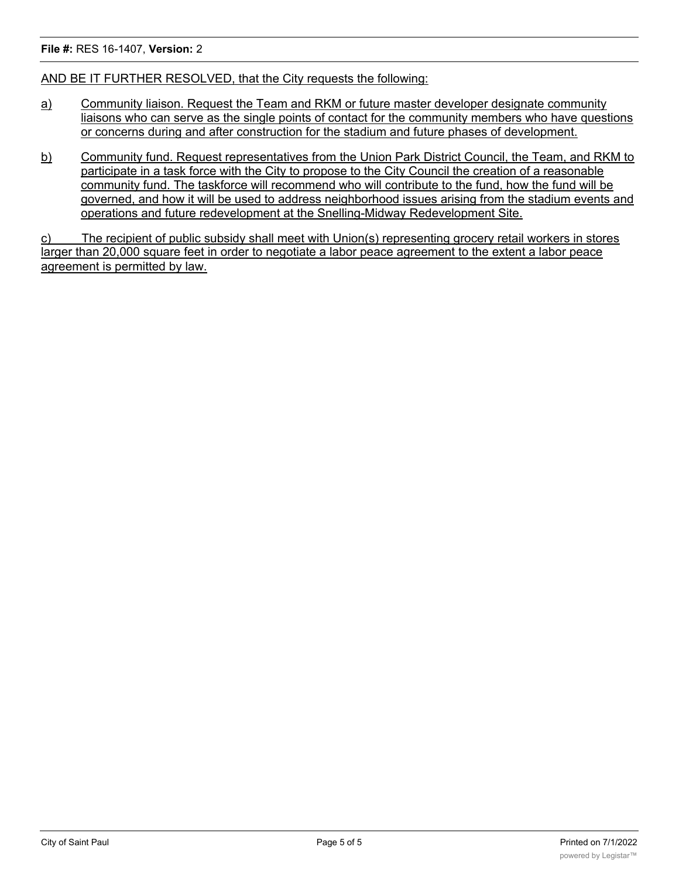AND BE IT FURTHER RESOLVED, that the City requests the following:

a) Community liaison. Request the Team and RKM or future master developer designate community liaisons who can serve as the single points of contact for the community members who have questions or concerns during and after construction for the stadium and future phases of development.

b) Community fund. Request representatives from the Union Park District Council, the Team, and RKM to participate in a task force with the City to propose to the City Council the creation of a reasonable community fund. The taskforce will recommend who will contribute to the fund, how the fund will be governed, and how it will be used to address neighborhood issues arising from the stadium events and operations and future redevelopment at the Snelling-Midway Redevelopment Site.

c) The recipient of public subsidy shall meet with Union(s) representing grocery retail workers in stores larger than 20,000 square feet in order to negotiate a labor peace agreement to the extent a labor peace agreement is permitted by law.